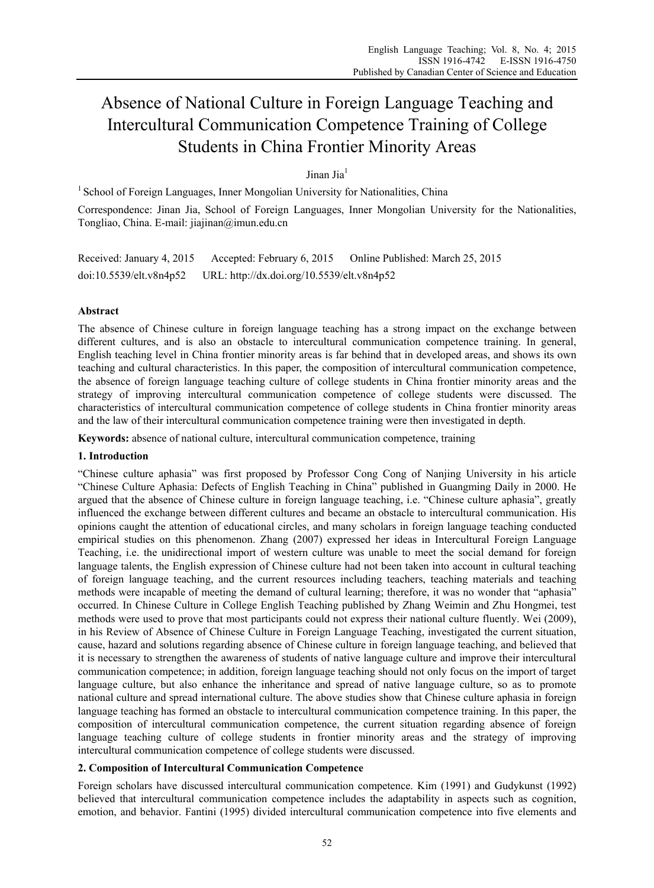# Absence of National Culture in Foreign Language Teaching and Intercultural Communication Competence Training of College Students in China Frontier Minority Areas

Jinan Jia[1]

[1] School of Foreign Languages, Inner Mongolian University for Nationalities, China

Correspondence: Jinan Jia, School of Foreign Languages, Inner Mongolian University for the Nationalities, Tongliao, China. E-mail: jiajinan@imun.edu.cn

Received: January 4, 2015 Accepted: February 6, 2015 Online Published: March 25, 2015

doi:10.5539/elt.v8n4p52 URL: http://dx.doi.org/10.5539/elt.v8n4p52

## Abstract

The absence of Chinese culture in foreign language teaching has a strong impact on the exchange between different cultures, and is also an obstacle to intercultural communication competence training. In general, English teaching level in China frontier minority areas is far behind that in developed areas, and shows its own teaching and cultural characteristics. In this paper, the composition of intercultural communication competence, the absence of foreign language teaching culture of college students in China frontier minority areas and the strategy of improving intercultural communication competence of college students were discussed. The characteristics of intercultural communication competence of college students in China frontier minority areas and the law of their intercultural communication competence training were then investigated in depth.

**Keywords:** absence of national culture, intercultural communication competence, training

## 1. Introduction

"Chinese culture aphasia" was first proposed by Professor Cong Cong of Nanjing University in his article "Chinese Culture Aphasia: Defects of English Teaching in China" published in Guangming Daily in 2000. He argued that the absence of Chinese culture in foreign language teaching, i.e. "Chinese culture aphasia", greatly influenced the exchange between different cultures and became an obstacle to intercultural communication. His opinions caught the attention of educational circles, and many scholars in foreign language teaching conducted empirical studies on this phenomenon. Zhang (2007) expressed her ideas in Intercultural Foreign Language Teaching, i.e. the unidirectional import of western culture was unable to meet the social demand for foreign language talents, the English expression of Chinese culture had not been taken into account in cultural teaching of foreign language teaching, and the current resources including teachers, teaching materials and teaching methods were incapable of meeting the demand of cultural learning; therefore, it was no wonder that "aphasia" occurred. In Chinese Culture in College English Teaching published by Zhang Weimin and Zhu Hongmei, test methods were used to prove that most participants could not express their national culture fluently. Wei (2009), in his Review of Absence of Chinese Culture in Foreign Language Teaching, investigated the current situation, cause, hazard and solutions regarding absence of Chinese culture in foreign language teaching, and believed that it is necessary to strengthen the awareness of students of native language culture and improve their intercultural communication competence; in addition, foreign language teaching should not only focus on the import of target language culture, but also enhance the inheritance and spread of native language culture, so as to promote national culture and spread international culture. The above studies show that Chinese culture aphasia in foreign language teaching has formed an obstacle to intercultural communication competence training. In this paper, the composition of intercultural communication competence, the current situation regarding absence of foreign language teaching culture of college students in frontier minority areas and the strategy of improving intercultural communication competence of college students were discussed.

## 2. Composition of Intercultural Communication Competence

Foreign scholars have discussed intercultural communication competence. Kim (1991) and Gudykunst (1992) believed that intercultural communication competence includes the adaptability in aspects such as cognition, emotion, and behavior. Fantini (1995) divided intercultural communication competence into five elements and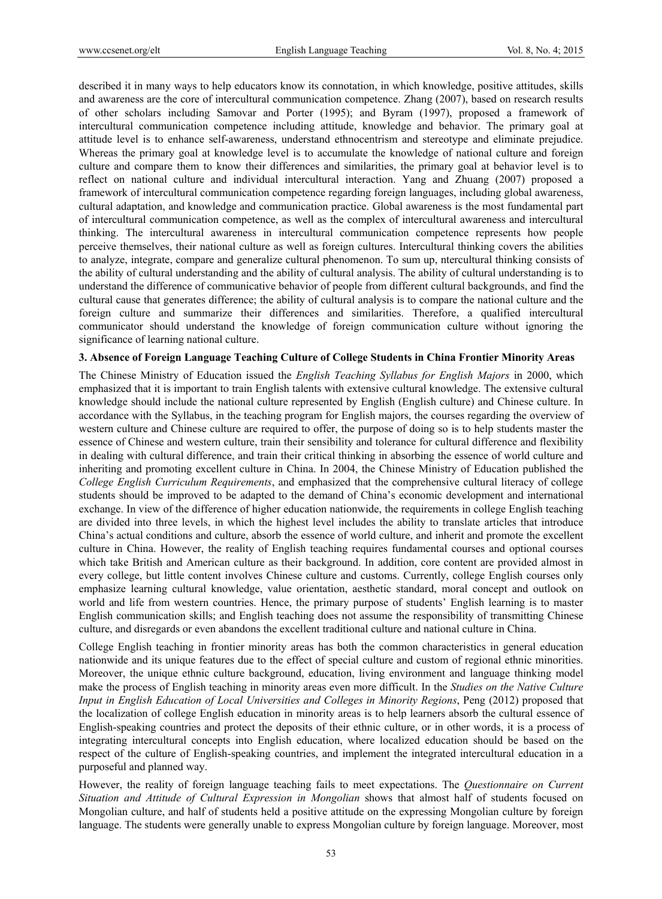described it in many ways to help educators know its connotation, in which knowledge, positive attitudes, skills and awareness are the core of intercultural communication competence. Zhang (2007), based on research results of other scholars including Samovar and Porter (1995); and Byram (1997), proposed a framework of intercultural communication competence including attitude, knowledge and behavior. The primary goal at attitude level is to enhance self-awareness, understand ethnocentrism and stereotype and eliminate prejudice. Whereas the primary goal at knowledge level is to accumulate the knowledge of national culture and foreign culture and compare them to know their differences and similarities, the primary goal at behavior level is to reflect on national culture and individual intercultural interaction. Yang and Zhuang (2007) proposed a framework of intercultural communication competence regarding foreign languages, including global awareness, cultural adaptation, and knowledge and communication practice. Global awareness is the most fundamental part of intercultural communication competence, as well as the complex of intercultural awareness and intercultural thinking. The intercultural awareness in intercultural communication competence represents how people perceive themselves, their national culture as well as foreign cultures. Intercultural thinking covers the abilities to analyze, integrate, compare and generalize cultural phenomenon. To sum up, ntercultural thinking consists of the ability of cultural understanding and the ability of cultural analysis. The ability of cultural understanding is to understand the difference of communicative behavior of people from different cultural backgrounds, and find the cultural cause that generates difference; the ability of cultural analysis is to compare the national culture and the foreign culture and summarize their differences and similarities. Therefore, a qualified intercultural communicator should understand the knowledge of foreign communication culture without ignoring the significance of learning national culture.

## 3. Absence of Foreign Language Teaching Culture of College Students in China Frontier Minority Areas

The Chinese Ministry of Education issued the *English Teaching Syllabus for English Majors* in 2000, which emphasized that it is important to train English talents with extensive cultural knowledge. The extensive cultural knowledge should include the national culture represented by English (English culture) and Chinese culture. In accordance with the Syllabus, in the teaching program for English majors, the courses regarding the overview of western culture and Chinese culture are required to offer, the purpose of doing so is to help students master the essence of Chinese and western culture, train their sensibility and tolerance for cultural difference and flexibility in dealing with cultural difference, and train their critical thinking in absorbing the essence of world culture and inheriting and promoting excellent culture in China. In 2004, the Chinese Ministry of Education published the *College English Curriculum Requirements*, and emphasized that the comprehensive cultural literacy of college students should be improved to be adapted to the demand of China's economic development and international exchange. In view of the difference of higher education nationwide, the requirements in college English teaching are divided into three levels, in which the highest level includes the ability to translate articles that introduce China's actual conditions and culture, absorb the essence of world culture, and inherit and promote the excellent culture in China. However, the reality of English teaching requires fundamental courses and optional courses which take British and American culture as their background. In addition, core content are provided almost in every college, but little content involves Chinese culture and customs. Currently, college English courses only emphasize learning cultural knowledge, value orientation, aesthetic standard, moral concept and outlook on world and life from western countries. Hence, the primary purpose of students' English learning is to master English communication skills; and English teaching does not assume the responsibility of transmitting Chinese culture, and disregards or even abandons the excellent traditional culture and national culture in China.

College English teaching in frontier minority areas has both the common characteristics in general education nationwide and its unique features due to the effect of special culture and custom of regional ethnic minorities. Moreover, the unique ethnic culture background, education, living environment and language thinking model make the process of English teaching in minority areas even more difficult. In the *Studies on the Native Culture Input in English Education of Local Universities and Colleges in Minority Regions*, Peng (2012) proposed that the localization of college English education in minority areas is to help learners absorb the cultural essence of English-speaking countries and protect the deposits of their ethnic culture, or in other words, it is a process of integrating intercultural concepts into English education, where localized education should be based on the respect of the culture of English-speaking countries, and implement the integrated intercultural education in a purposeful and planned way.

However, the reality of foreign language teaching fails to meet expectations. The *Questionnaire on Current Situation and Attitude of Cultural Expression in Mongolian* shows that almost half of students focused on Mongolian culture, and half of students held a positive attitude on the expressing Mongolian culture by foreign language. The students were generally unable to express Mongolian culture by foreign language. Moreover, most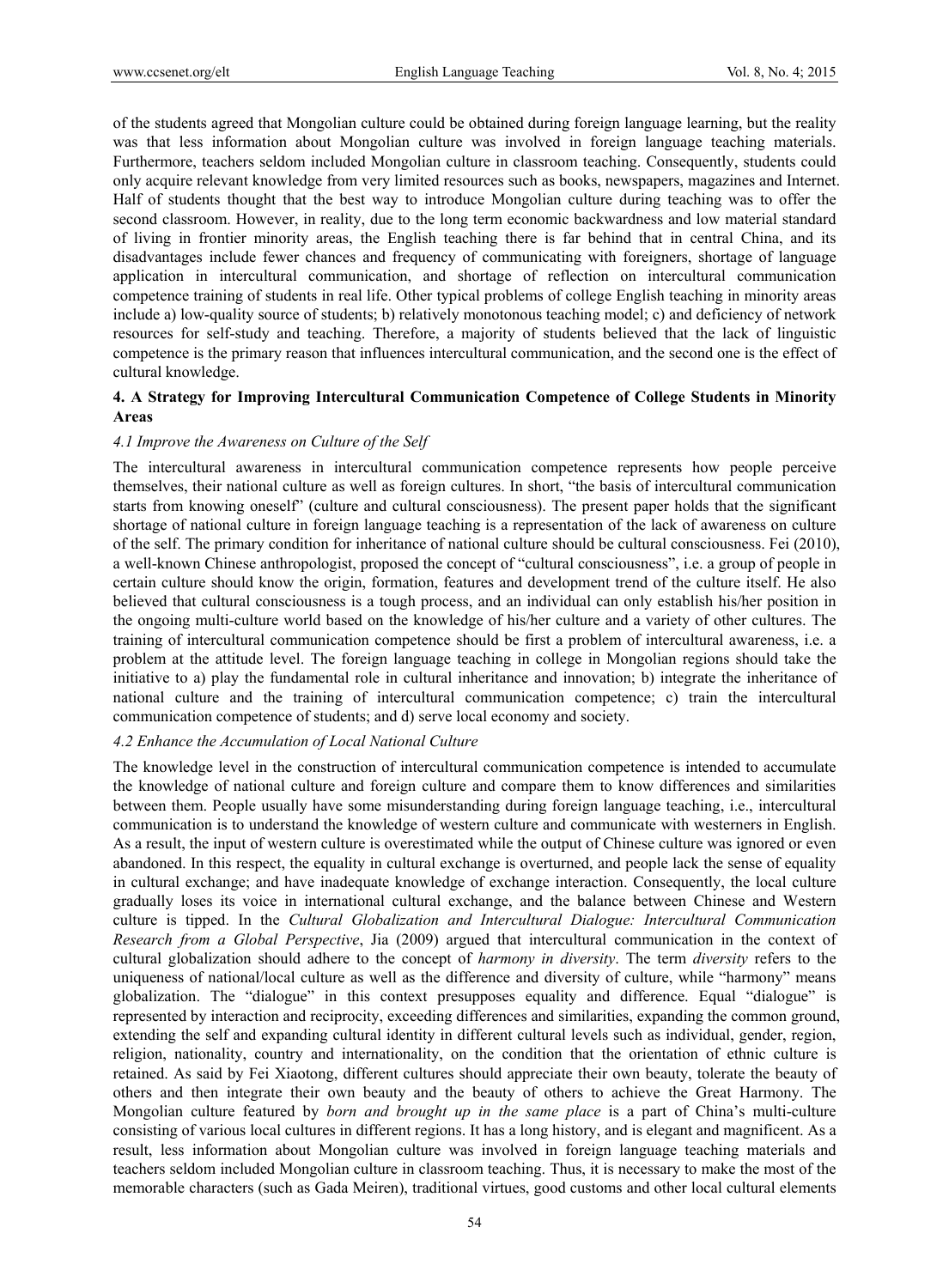of the students agreed that Mongolian culture could be obtained during foreign language learning, but the reality was that less information about Mongolian culture was involved in foreign language teaching materials. Furthermore, teachers seldom included Mongolian culture in classroom teaching. Consequently, students could only acquire relevant knowledge from very limited resources such as books, newspapers, magazines and Internet. Half of students thought that the best way to introduce Mongolian culture during teaching was to offer the second classroom. However, in reality, due to the long term economic backwardness and low material standard of living in frontier minority areas, the English teaching there is far behind that in central China, and its disadvantages include fewer chances and frequency of communicating with foreigners, shortage of language application in intercultural communication, and shortage of reflection on intercultural communication competence training of students in real life. Other typical problems of college English teaching in minority areas include a) low-quality source of students; b) relatively monotonous teaching model; c) and deficiency of network resources for self-study and teaching. Therefore, a majority of students believed that the lack of linguistic competence is the primary reason that influences intercultural communication, and the second one is the effect of cultural knowledge.

## 4. A Strategy for Improving Intercultural Communication Competence of College Students in Minority Areas

### *4.1 Improve the Awareness on Culture of the Self*

The intercultural awareness in intercultural communication competence represents how people perceive themselves, their national culture as well as foreign cultures. In short, "the basis of intercultural communication starts from knowing oneself" (culture and cultural consciousness). The present paper holds that the significant shortage of national culture in foreign language teaching is a representation of the lack of awareness on culture of the self. The primary condition for inheritance of national culture should be cultural consciousness. Fei (2010), a well-known Chinese anthropologist, proposed the concept of "cultural consciousness", i.e. a group of people in certain culture should know the origin, formation, features and development trend of the culture itself. He also believed that cultural consciousness is a tough process, and an individual can only establish his/her position in the ongoing multi-culture world based on the knowledge of his/her culture and a variety of other cultures. The training of intercultural communication competence should be first a problem of intercultural awareness, i.e. a problem at the attitude level. The foreign language teaching in college in Mongolian regions should take the initiative to a) play the fundamental role in cultural inheritance and innovation; b) integrate the inheritance of national culture and the training of intercultural communication competence; c) train the intercultural communication competence of students; and d) serve local economy and society.

### *4.2 Enhance the Accumulation of Local National Culture*

The knowledge level in the construction of intercultural communication competence is intended to accumulate the knowledge of national culture and foreign culture and compare them to know differences and similarities between them. People usually have some misunderstanding during foreign language teaching, i.e., intercultural communication is to understand the knowledge of western culture and communicate with westerners in English. As a result, the input of western culture is overestimated while the output of Chinese culture was ignored or even abandoned. In this respect, the equality in cultural exchange is overturned, and people lack the sense of equality in cultural exchange; and have inadequate knowledge of exchange interaction. Consequently, the local culture gradually loses its voice in international cultural exchange, and the balance between Chinese and Western culture is tipped. In the *Cultural Globalization and Intercultural Dialogue: Intercultural Communication Research from a Global Perspective*, Jia (2009) argued that intercultural communication in the context of cultural globalization should adhere to the concept of *harmony in diversity*. The term *diversity* refers to the uniqueness of national/local culture as well as the difference and diversity of culture, while "harmony" means globalization. The "dialogue" in this context presupposes equality and difference. Equal "dialogue" is represented by interaction and reciprocity, exceeding differences and similarities, expanding the common ground, extending the self and expanding cultural identity in different cultural levels such as individual, gender, region, religion, nationality, country and internationality, on the condition that the orientation of ethnic culture is retained. As said by Fei Xiaotong, different cultures should appreciate their own beauty, tolerate the beauty of others and then integrate their own beauty and the beauty of others to achieve the Great Harmony. The Mongolian culture featured by *born and brought up in the same place* is a part of China's multi-culture consisting of various local cultures in different regions. It has a long history, and is elegant and magnificent. As a result, less information about Mongolian culture was involved in foreign language teaching materials and teachers seldom included Mongolian culture in classroom teaching. Thus, it is necessary to make the most of the memorable characters (such as Gada Meiren), traditional virtues, good customs and other local cultural elements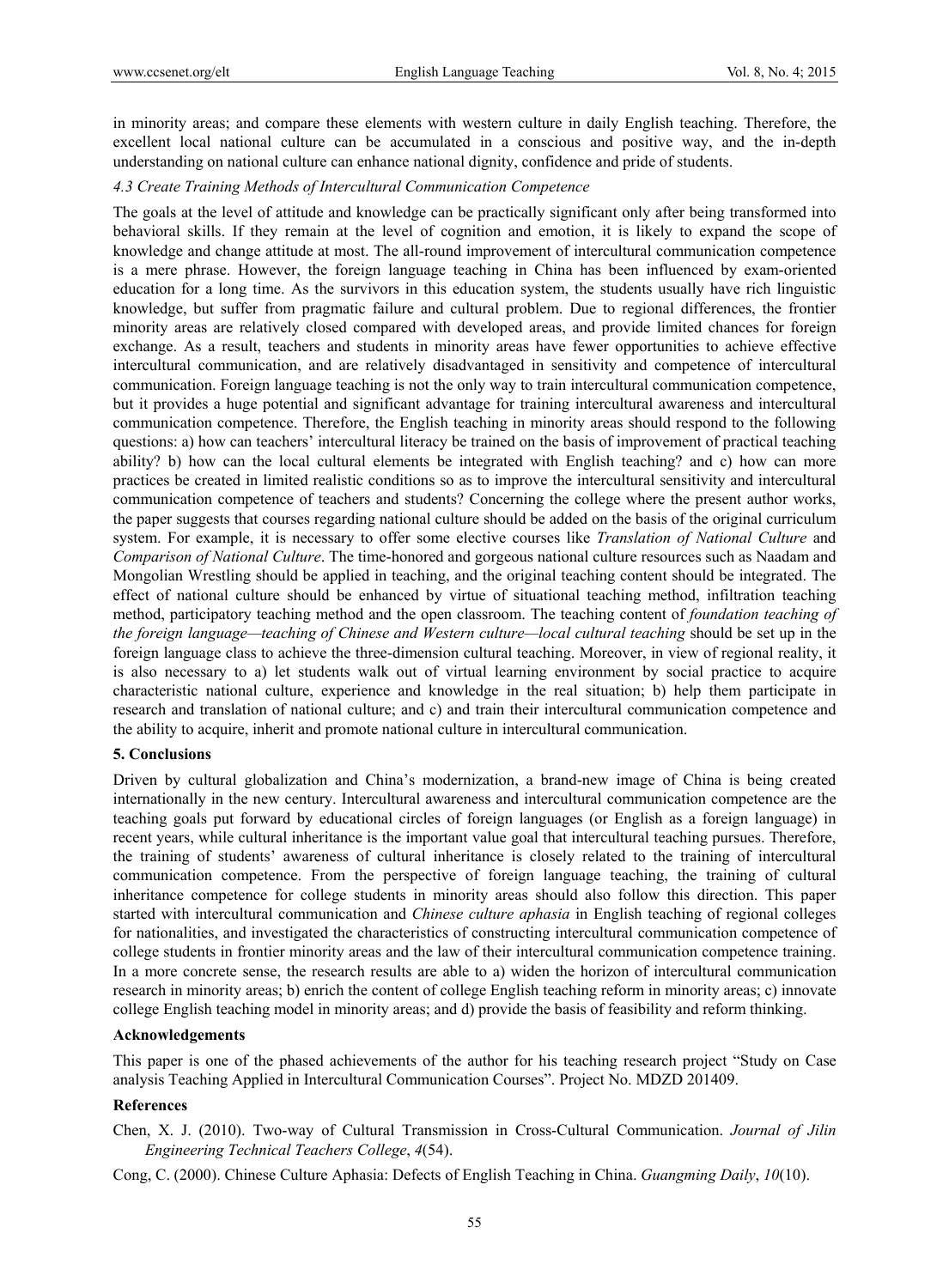in minority areas; and compare these elements with western culture in daily English teaching. Therefore, the excellent local national culture can be accumulated in a conscious and positive way, and the in-depth understanding on national culture can enhance national dignity, confidence and pride of students.

### *4.3 Create Training Methods of Intercultural Communication Competence*

The goals at the level of attitude and knowledge can be practically significant only after being transformed into behavioral skills. If they remain at the level of cognition and emotion, it is likely to expand the scope of knowledge and change attitude at most. The all-round improvement of intercultural communication competence is a mere phrase. However, the foreign language teaching in China has been influenced by exam-oriented education for a long time. As the survivors in this education system, the students usually have rich linguistic knowledge, but suffer from pragmatic failure and cultural problem. Due to regional differences, the frontier minority areas are relatively closed compared with developed areas, and provide limited chances for foreign exchange. As a result, teachers and students in minority areas have fewer opportunities to achieve effective intercultural communication, and are relatively disadvantaged in sensitivity and competence of intercultural communication. Foreign language teaching is not the only way to train intercultural communication competence, but it provides a huge potential and significant advantage for training intercultural awareness and intercultural communication competence. Therefore, the English teaching in minority areas should respond to the following questions: a) how can teachers' intercultural literacy be trained on the basis of improvement of practical teaching ability? b) how can the local cultural elements be integrated with English teaching? and c) how can more practices be created in limited realistic conditions so as to improve the intercultural sensitivity and intercultural communication competence of teachers and students? Concerning the college where the present author works, the paper suggests that courses regarding national culture should be added on the basis of the original curriculum system. For example, it is necessary to offer some elective courses like *Translation of National Culture* and *Comparison of National Culture*. The time-honored and gorgeous national culture resources such as Naadam and Mongolian Wrestling should be applied in teaching, and the original teaching content should be integrated. The effect of national culture should be enhanced by virtue of situational teaching method, infiltration teaching method, participatory teaching method and the open classroom. The teaching content of *foundation teaching of the foreign language—teaching of Chinese and Western culture—local cultural teaching* should be set up in the foreign language class to achieve the three-dimension cultural teaching. Moreover, in view of regional reality, it is also necessary to a) let students walk out of virtual learning environment by social practice to acquire characteristic national culture, experience and knowledge in the real situation; b) help them participate in research and translation of national culture; and c) and train their intercultural communication competence and the ability to acquire, inherit and promote national culture in intercultural communication.

## 5. Conclusions

Driven by cultural globalization and China's modernization, a brand-new image of China is being created internationally in the new century. Intercultural awareness and intercultural communication competence are the teaching goals put forward by educational circles of foreign languages (or English as a foreign language) in recent years, while cultural inheritance is the important value goal that intercultural teaching pursues. Therefore, the training of students' awareness of cultural inheritance is closely related to the training of intercultural communication competence. From the perspective of foreign language teaching, the training of cultural inheritance competence for college students in minority areas should also follow this direction. This paper started with intercultural communication and *Chinese culture aphasia* in English teaching of regional colleges for nationalities, and investigated the characteristics of constructing intercultural communication competence of college students in frontier minority areas and the law of their intercultural communication competence training. In a more concrete sense, the research results are able to a) widen the horizon of intercultural communication research in minority areas; b) enrich the content of college English teaching reform in minority areas; c) innovate college English teaching model in minority areas; and d) provide the basis of feasibility and reform thinking.

## Acknowledgements

This paper is one of the phased achievements of the author for his teaching research project "Study on Case analysis Teaching Applied in Intercultural Communication Courses". Project No. MDZD 201409.

## References

Chen, X. J. (2010). Two-way of Cultural Transmission in Cross-Cultural Communication. *Journal of Jilin Engineering Technical Teachers College*, *4*(54).

Cong, C. (2000). Chinese Culture Aphasia: Defects of English Teaching in China. *Guangming Daily*, *10*(10).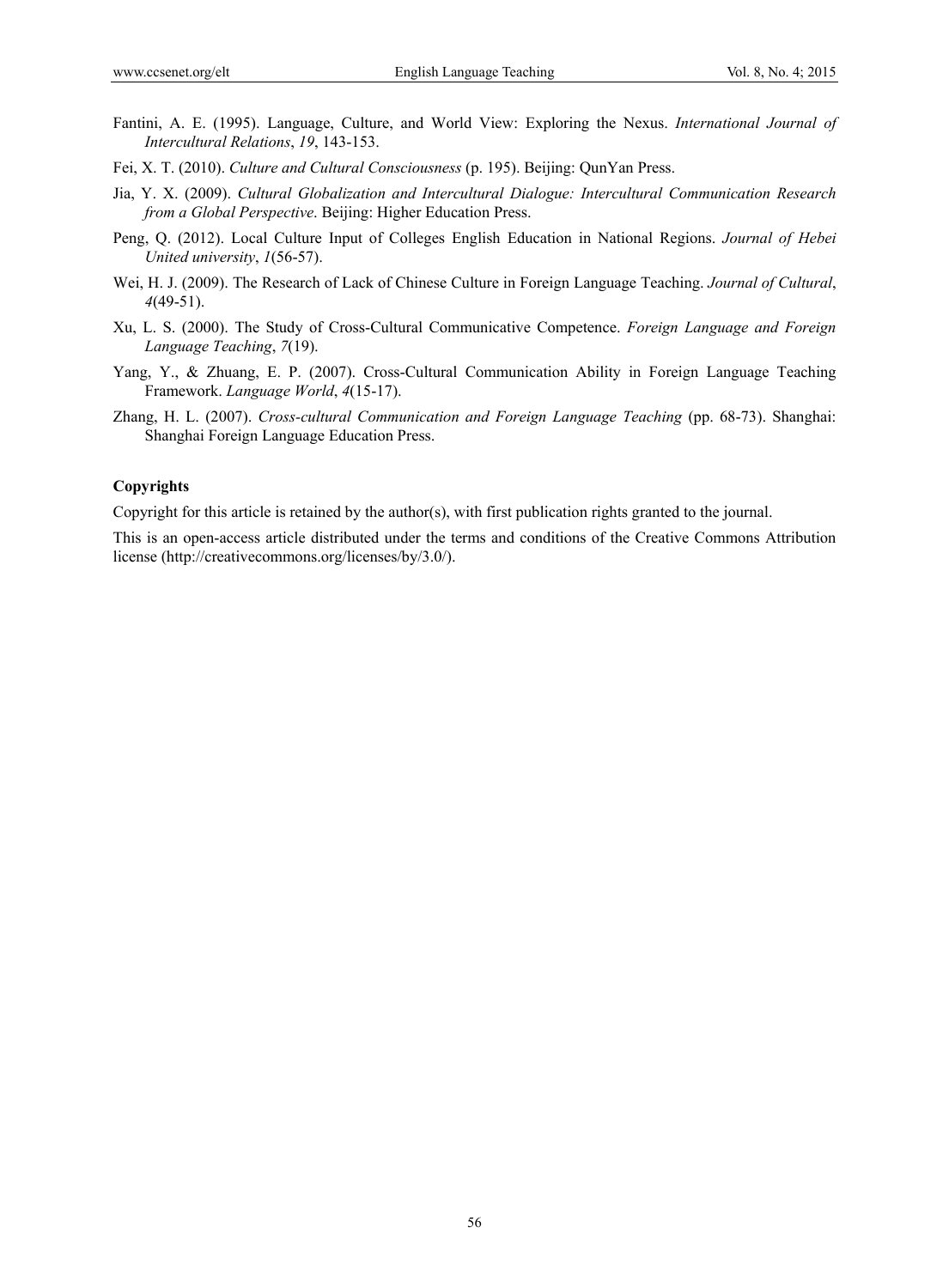Fantini, A. E. (1995). Language, Culture, and World View: Exploring the Nexus. *International Journal of Intercultural Relations*, *19*, 143-153.

Fei, X. T. (2010). *Culture and Cultural Consciousness* (p. 195). Beijing: QunYan Press.

Jia, Y. X. (2009). *Cultural Globalization and Intercultural Dialogue: Intercultural Communication Research from a Global Perspective*. Beijing: Higher Education Press.

Peng, Q. (2012). Local Culture Input of Colleges English Education in National Regions. *Journal of Hebei United university*, *1*(56-57).

Wei, H. J. (2009). The Research of Lack of Chinese Culture in Foreign Language Teaching. *Journal of Cultural*, *4*(49-51).

Xu, L. S. (2000). The Study of Cross-Cultural Communicative Competence. *Foreign Language and Foreign Language Teaching*, *7*(19).

Yang, Y., & Zhuang, E. P. (2007). Cross-Cultural Communication Ability in Foreign Language Teaching Framework. *Language World*, *4*(15-17).

Zhang, H. L. (2007). *Cross-cultural Communication and Foreign Language Teaching* (pp. 68-73). Shanghai: Shanghai Foreign Language Education Press.

**Copyrights**

Copyright for this article is retained by the author(s), with first publication rights granted to the journal.

This is an open-access article distributed under the terms and conditions of the Creative Commons Attribution license (http://creativecommons.org/licenses/by/3.0/).